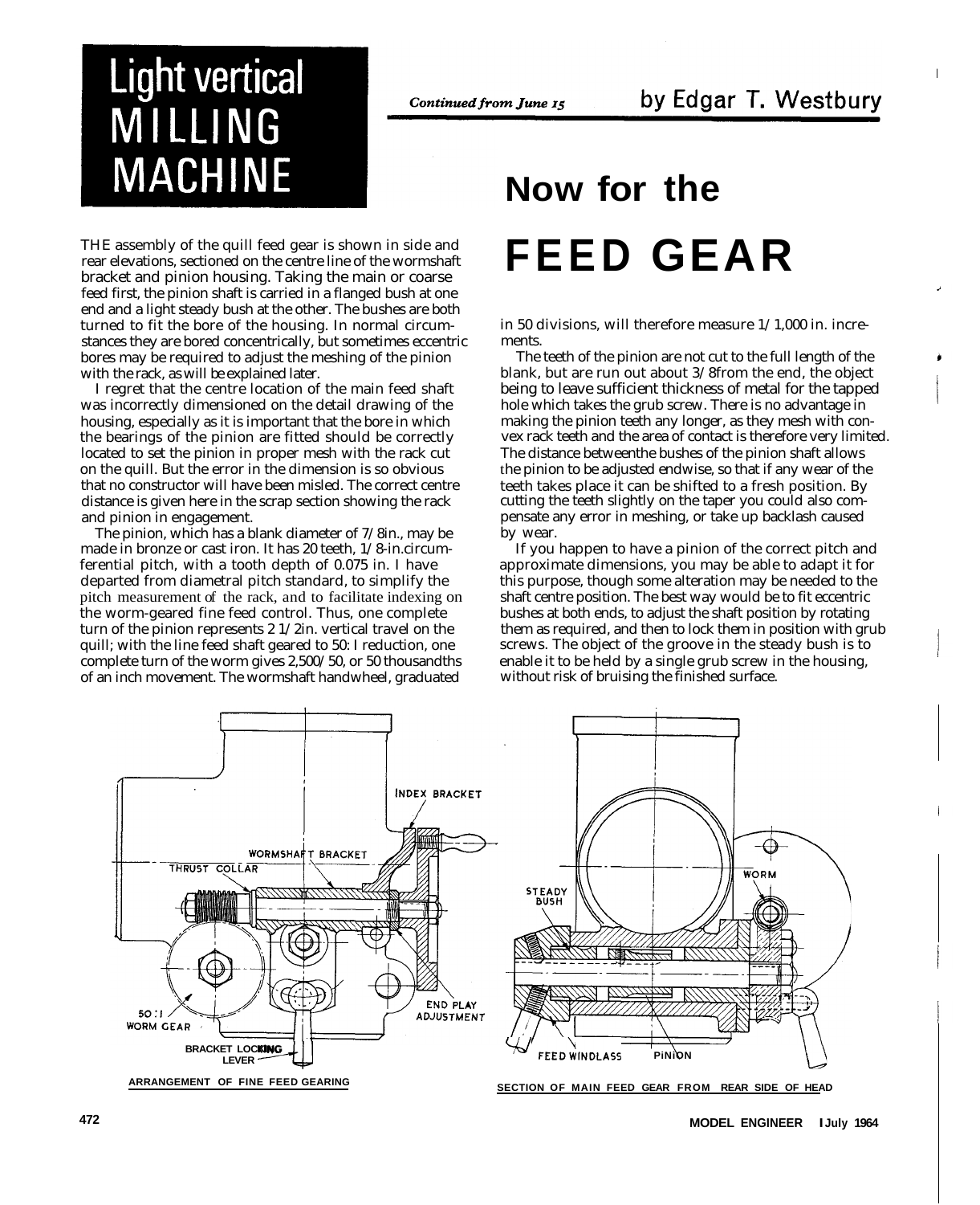# Light vertical MILLING MACHINE

*Continued from June 15*

by Edgar T. Westbury

# Now for the FEED GEAR

THE assembly of the quill feed gear is shown in side and rear elevations, sectioned on the centre line of the wormshaft bracket and pinion housing. Taking the main or coarse feed first, the pinion shaft is carried in a flanged bush at one end and a light steady bush at the other. The bushes are both turned to fit the bore of the housing. In normal circumstances they are bored concentrically, but sometimes eccentric bores may be required to adjust the meshing of the pinion with the rack, as will be explained later.

I regret that the centre location of the main feed shaft was incorrectly dimensioned on the detail drawing of the housing, especially as it is important that the bore in which the bearings of the pinion are fitted should be correctly located to set the pinion in proper mesh with the rack cut on the quill. But the error in the dimension is so obvious that no constructor will have been misled. The correct centre distance is given here in the scrap section showing the rack and pinion in engagement.

The pinion, which has a blank diameter of 7/8in., may be made in bronze or cast iron. It has 20 teeth, 1/8-in.circumferential pitch, with a tooth depth of 0.075 in. I have departed from diametral pitch standard, to simplify the pitch measurement of the rack, and to facilitate indexing on the worm-geared fine feed control. Thus, one complete turn of the pinion represents 2 1/2in. vertical travel on the quill; with the line feed shaft geared to 50: I reduction, one complete turn of the worm gives 2,500/50, or 50 thousandths of an inch movement. The wormshaft handwheel, graduated in 50 divisions, will therefore measure 1/1,000 in. increments.

The teeth of the pinion are not cut to the full length of the blank, but are run out about 3/8from the end, the object being to leave sufficient thickness of metal for the tapped hole which takes the grub screw. There is no advantage in making the pinion teeth any longer, as they mesh with convex rack teeth and the area of contact is therefore very limited. The distance betweenthe bushes of the pinion shaft allows the pinion to be adjusted endwise, so that if any wear of the teeth takes place it can be shifted to a fresh position. By cutting the teeth slightly on the taper you could also compensate any error in meshing, or take up backlash caused by wear.

If you happen to have a pinion of the correct pitch and approximate dimensions, you may be able to adapt it for this purpose, though some alteration may be needed to the shaft centre position. The best way would be to fit eccentric bushes at both ends, to adjust the shaft position by rotating them as required, and then to lock them in position with grub screws. The object of the groove in the steady bush is to enable it to be held by a single grub screw in the housing, without risk of bruising the finished surface.

ARRANGEMENT OF FINE FEED GEARING

SECTION OF MAIN FEED GEAR FROM REAR SIDE OF HEAD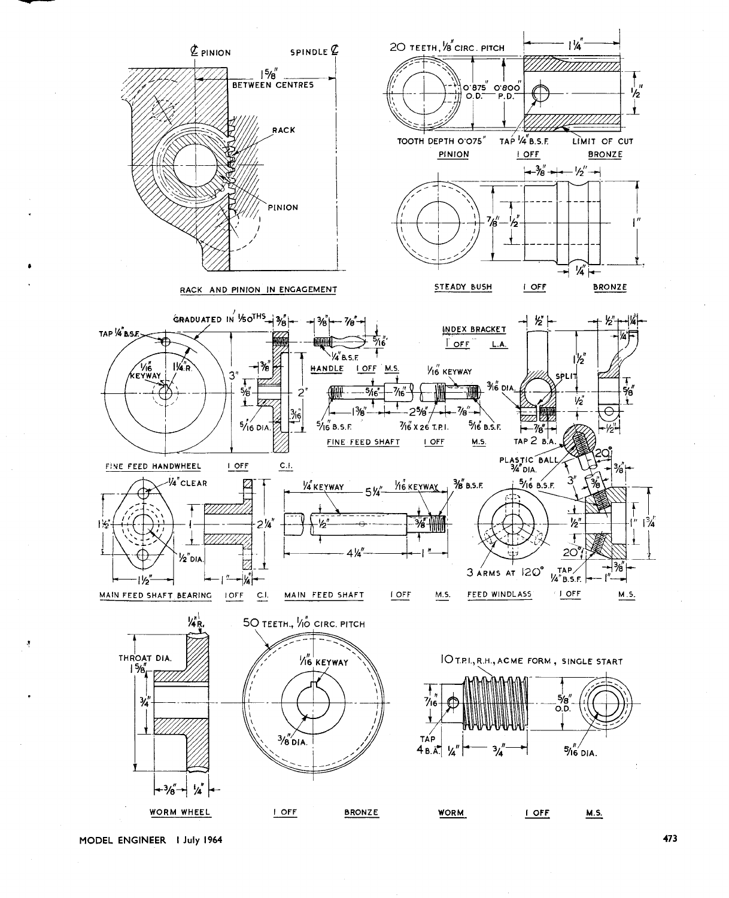**RACK AND PINION IN ENGAGEMENT**

℄ PINION — SPINDLE ℄

1 5/8" BETWEEN CENTRES

RACK

PINION

---

**PINION** — 1 OFF — BRONZE

20 TEETH, 1/8" CIRC. PITCH

0·875" O.D.

0·800" P.D.

TOOTH DEPTH 0·075"

TAP 1/4" B.S.F.

LIMIT OF CUT

1 1/4"

1/2"

---

**STEADY BUSH** — 1 OFF — BRONZE

3/8" — 1/2" — 7/8" — 1/2" — 1" — 1/4"

---

**FINE FEED HANDWHEEL** — 1 OFF — C.I.

GRADUATED IN 1/50THS

TAP 1/4" B.S.F.

1/16" KEYWAY

1 1/4" R.

3" — 3/8" — 5/8" — 2" — 3/16" — 5/16 DIA.

---

**HANDLE** — 1 OFF — M.S.

3/8" — 7/8" — 5/16" — 1/4" B.S.F.

---

**FINE FEED SHAFT** — 1 OFF — M.S.

1/16" KEYWAY

5/16" — 7/16" — 1 3/8" — 2 5/8" — 7/8"

5/16" B.S.F. — 7/16" X 26 T.P.I. — 5/16" B.S.F.

---

**INDEX BRACKET** — 1 OFF — L.A.

1/2" — 1 1/2" — SPLIT — 3/16" DIA. — 1/2" — 7/8" — TAP 2 B.A.

1/2" — 1/4" — 1/4" — 5/8" — 1/2"

---

**MAIN FEED SHAFT BEARING** — 1 OFF — C.I.

1/4" CLEAR

1/2" DIA.

1 1/2" — 1 1/2" — 1" — 2 1/4" — 1" — 1/4"

---

**MAIN FEED SHAFT** — 1 OFF — M.S.

1/4" KEYWAY — 5 1/4" — 1/16" KEYWAY — 3/8" B.S.F.

1/2" — 3/8" — 4 1/4" — 1"

---

**FEED WINDLASS** — 1 OFF — M.S.

PLASTIC BALL 3/4" DIA.

5/16" B.S.F.

3" — 3/8" — 20° — 3/8"

1/2" — 1" — 1 3/4"

20°

3 ARMS AT 120°

TAP 1/4" B.S.F. — 1" — 3/8"

---

**WORM WHEEL** — 1 OFF — BRONZE

50 TEETH, 1/10" CIRC. PITCH

1/4" R.

THROAT DIA. 1 5/8"

3/4"

1/16" KEYWAY

3/8" DIA.

3/8" — 1/4"

---

**WORM** — 1 OFF — M.S.

10 T.P.I., R.H., ACME FORM, SINGLE START

7/16" — TAP 4 B.A. — 1/4" — 3/4"

5/8" O.D.

5/16" DIA.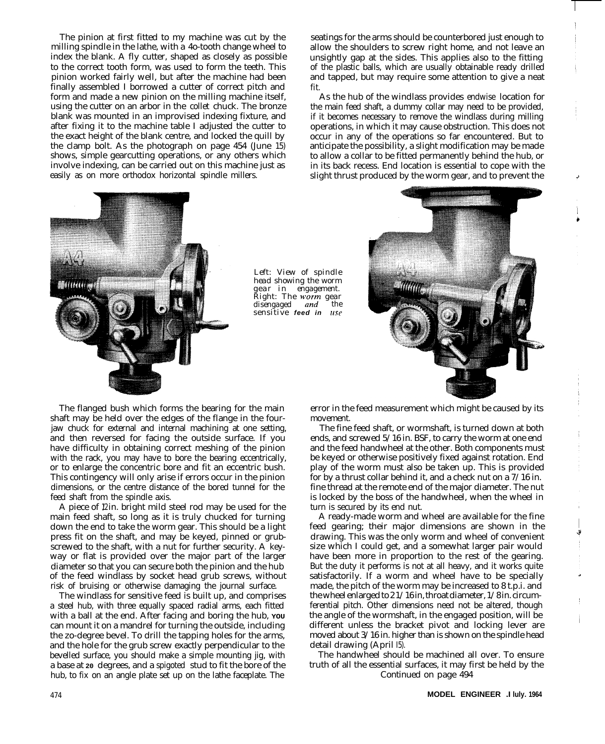The pinion at first fitted to my machine was cut by the milling spindle in the lathe, with a 40-tooth change wheel to index the blank. A fly cutter, shaped as closely as possible to the correct tooth form, was used to form the teeth. This pinion worked fairly well, but after the machine had been finally assembled I borrowed a cutter of correct pitch and form and made a new pinion on the milling machine itself, using the cutter on an arbor in the collet chuck. The bronze blank was mounted in an improvised indexing fixture, and after fixing it to the machine table I adjusted the cutter to the exact height of the blank centre, and locked the quill by the clamp bolt. As the photograph on page 454 (June 15) shows, simple gearcutting operations, or any others which involve indexing, can be carried out on this machine just as easily as on more orthodox horizontal spindle millers.

Left: View of spindle head showing the worm gear in engagement. Right: The *worm* gear disengaged *and* the sensitive ***feed in*** *use*

The flanged bush which forms the bearing for the main shaft may be held over the edges of the flange in the four-jaw chuck for external and internal machining at one setting, and then reversed for facing the outside surface. If you have difficulty in obtaining correct meshing of the pinion with the rack, you may have to bore the bearing eccentrically, or to enlarge the concentric bore and fit an eccentric bush. This contingency will only arise if errors occur in the pinion dimensions, or the centre distance of the bored tunnel for the feed shaft from the spindle axis.

A piece of 1/2in. bright mild steel rod may be used for the main feed shaft, so long as it is truly chucked for turning down the end to take the worm gear. This should be a light press fit on the shaft, and may be keyed, pinned or grub-screwed to the shaft, with a nut for further security. A keyway or flat is provided over the major part of the larger diameter so that you can secure both the pinion and the hub of the feed windlass by socket head grub screws, without risk of bruising or otherwise damaging the journal surface.

The windlass for sensitive feed is built up, and comprises a steel hub, with three equally spaced radial arms, each fitted with a ball at the end. After facing and boring the hub, **YOU** can mount it on a mandrel for turning the outside, including the 20-degree bevel. To drill the tapping holes for the arms, and the hole for the grub screw exactly perpendicular to the bevelled surface, you should make a simple mounting jig, with a base at **20** degrees, and a spigoted stud to fit the bore of the hub, to fix on an angle plate set up on the lathe faceplate. The seatings for the arms should be counterbored just enough to allow the shoulders to screw right home, and not leave an unsightly gap at the sides. This applies also to the fitting of the plastic balls, which are usually obtainable ready drilled and tapped, but may require some attention to give a neat fit.

As the hub of the windlass provides endwise location for the main feed shaft, a dummy collar may need to be provided, if it becomes necessary to remove the windlass during milling operations, in which it may cause obstruction. This does not occur in any of the operations so far encountered. But to anticipate the possibility, a slight modification may be made to allow a collar to be fitted permanently behind the hub, or in its back recess. End location is essential to cope with the slight thrust produced by the worm gear, and to prevent the error in the feed measurement which might be caused by its movement.

The fine feed shaft, or wormshaft, is turned down at both ends, and screwed 5/16 in. BSF, to carry the worm at one end and the feed handwheel at the other. Both components must be keyed or otherwise positively fixed against rotation. End play of the worm must also be taken up. This is provided for by a thrust collar behind it, and a check nut on a 7/16 in. fine thread at the remote end of the major diameter. The nut is locked by the boss of the handwheel, when the wheel in turn is secured by its end nut.

A ready-made worm and wheel are available for the fine feed gearing; their major dimensions are shown in the drawing. This was the only worm and wheel of convenient size which I could get, and a somewhat larger pair would have been more in proportion to the rest of the gearing. But the duty it performs is not at all heavy, and it works quite satisfactorily. If a worm and wheel have to be specially made, the pitch of the worm may be increased to 8 t.p.i. and the wheel enlarged to 2 1/16 in, throat diameter, 1/8 in. circumferential pitch. Other dimensions need not be altered, though the angle of the wormshaft, in the engaged position, will be different unless the bracket pivot and locking lever are moved about 3/16 in. higher than is shown on the spindle head detail drawing (April 15).

The handwheel should be machined all over. To ensure truth of all the essential surfaces, it may first be held by the

Continued on page 494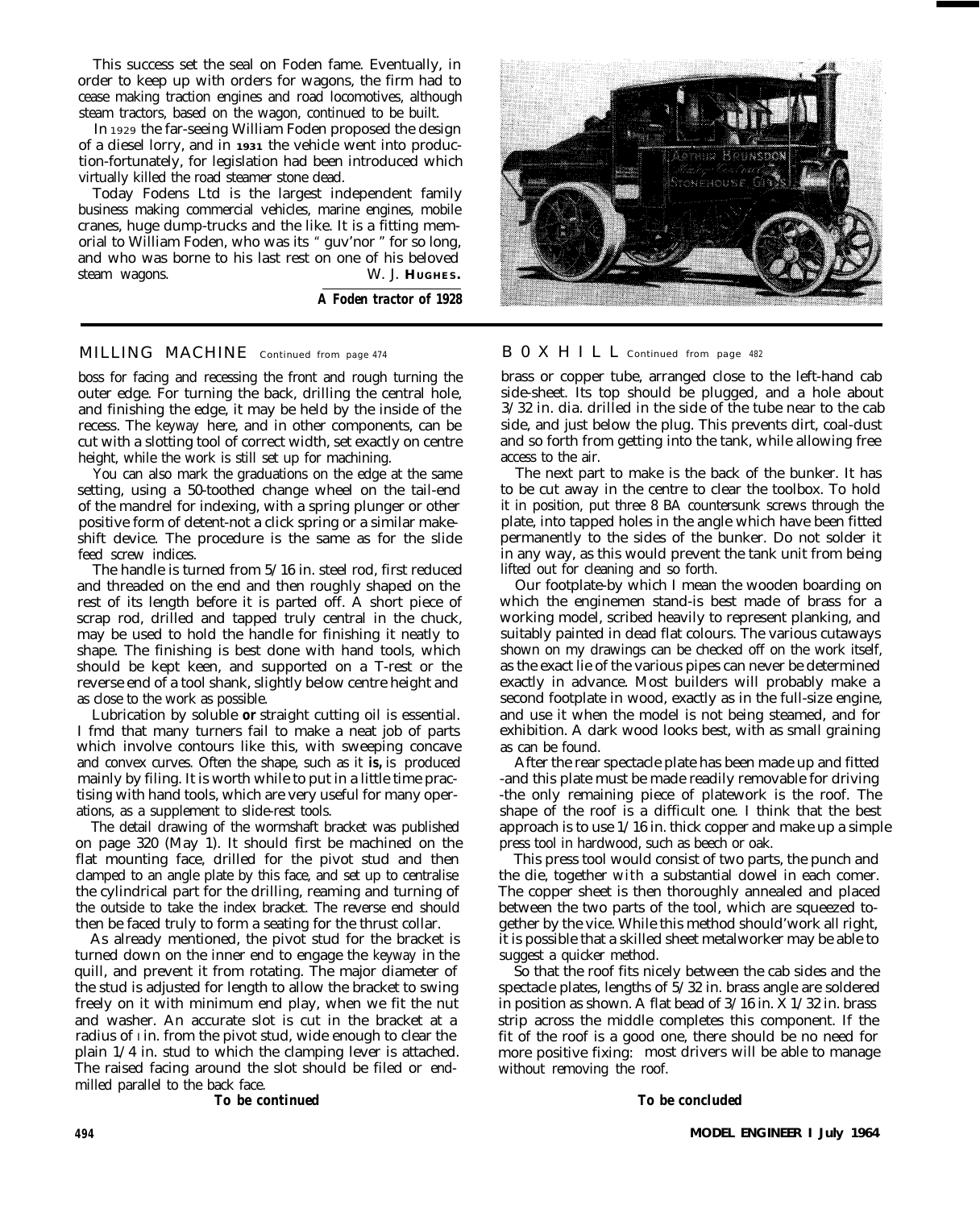This success set the seal on Foden fame. Eventually, in order to keep up with orders for wagons, the firm had to cease making traction engines and road locomotives, although steam tractors, based on the wagon, continued to be built.

In 1929 the far-seeing William Foden proposed the design of a diesel lorry, and in 1931 the vehicle went into production-fortunately, for legislation had been introduced which virtually killed the road steamer stone dead.

Today Fodens Ltd is the largest independent family business making commercial vehicles, marine engines, mobile cranes, huge dump-trucks and the like. It is a fitting memorial to William Foden, who was its " guv'nor " for so long, and who was borne to his last rest on one of his beloved steam wagons. W. J. **HUGHES.**

***A Foden tractor of 1928***

## MILLING MACHINE Continued from page 474

boss for facing and recessing the front and rough turning the outer edge. For turning the back, drilling the central hole, and finishing the edge, it may be held by the inside of the recess. The keyway here, and in other components, can be cut with a slotting tool of correct width, set exactly on centre height, while the work is still set up for machining.

You can also mark the graduations on the edge at the same setting, using a 50-toothed change wheel on the tail-end of the mandrel for indexing, with a spring plunger or other positive form of detent-not a click spring or a similar makeshift device. The procedure is the same as for the slide feed screw indices.

The handle is turned from 5/16 in. steel rod, first reduced and threaded on the end and then roughly shaped on the rest of its length before it is parted off. A short piece of scrap rod, drilled and tapped truly central in the chuck, may be used to hold the handle for finishing it neatly to shape. The finishing is best done with hand tools, which should be kept keen, and supported on a T-rest or the reverse end of a tool shank, slightly below centre height and as close to the work as possible.

Lubrication by soluble **or** straight cutting oil is essential. I fmd that many turners fail to make a neat job of parts which involve contours like this, with sweeping concave and convex curves. Often the shape, such as it **is,** is produced mainly by filing. It is worth while to put in a little time practising with hand tools, which are very useful for many operations, as a supplement to slide-rest tools.

The detail drawing of the wormshaft bracket was published on page 320 (May 1). It should first be machined on the flat mounting face, drilled for the pivot stud and then clamped to an angle plate by this face, and set up to centralise the cylindrical part for the drilling, reaming and turning of the outside to take the index bracket. The reverse end should then be faced truly to form a seating for the thrust collar.

As already mentioned, the pivot stud for the bracket is turned down on the inner end to engage the keyway in the quill, and prevent it from rotating. The major diameter of the stud is adjusted for length to allow the bracket to swing freely on it with minimum end play, when we fit the nut and washer. An accurate slot is cut in the bracket at a radius of I in. from the pivot stud, wide enough to clear the plain 1/4 in. stud to which the clamping lever is attached. The raised facing around the slot should be filed or end-milled parallel to the back face.

***To be continued***

## B O X H I L L Continued from page 482

brass or copper tube, arranged close to the left-hand cab side-sheet. Its top should be plugged, and a hole about 3/32 in. dia. drilled in the side of the tube near to the cab side, and just below the plug. This prevents dirt, coal-dust and so forth from getting into the tank, while allowing free access to the air.

The next part to make is the back of the bunker. It has to be cut away in the centre to clear the toolbox. To hold it in position, put three 8 BA countersunk screws through the plate, into tapped holes in the angle which have been fitted permanently to the sides of the bunker. Do not solder it in any way, as this would prevent the tank unit from being lifted out for cleaning and so forth.

Our footplate-by which I mean the wooden boarding on which the enginemen stand-is best made of brass for a working model, scribed heavily to represent planking, and suitably painted in dead flat colours. The various cutaways shown on my drawings can be checked off on the work itself, as the exact lie of the various pipes can never be determined exactly in advance. Most builders will probably make a second footplate in wood, exactly as in the full-size engine, and use it when the model is not being steamed, and for exhibition. A dark wood looks best, with as small graining as can be found.

After the rear spectacle plate has been made up and fitted -and this plate must be made readily removable for driving -the only remaining piece of platework is the roof. The shape of the roof is a difficult one. I think that the best approach is to use 1/16 in. thick copper and make up a simple press tool in hardwood, such as beech or oak.

This press tool would consist of two parts, the punch and the die, together with a substantial dowel in each comer. The copper sheet is then thoroughly annealed and placed between the two parts of the tool, which are squeezed together by the vice. While this method should'work all right, it is possible that a skilled sheet metalworker may be able to suggest a quicker method.

So that the roof fits nicely between the cab sides and the spectacle plates, lengths of 5/32 in. brass angle are soldered in position as shown. A flat bead of 3/16 in. X 1/32 in. brass strip across the middle completes this component. If the fit of the roof is a good one, there should be no need for more positive fixing: most drivers will be able to manage without removing the roof.

***To be concluded***